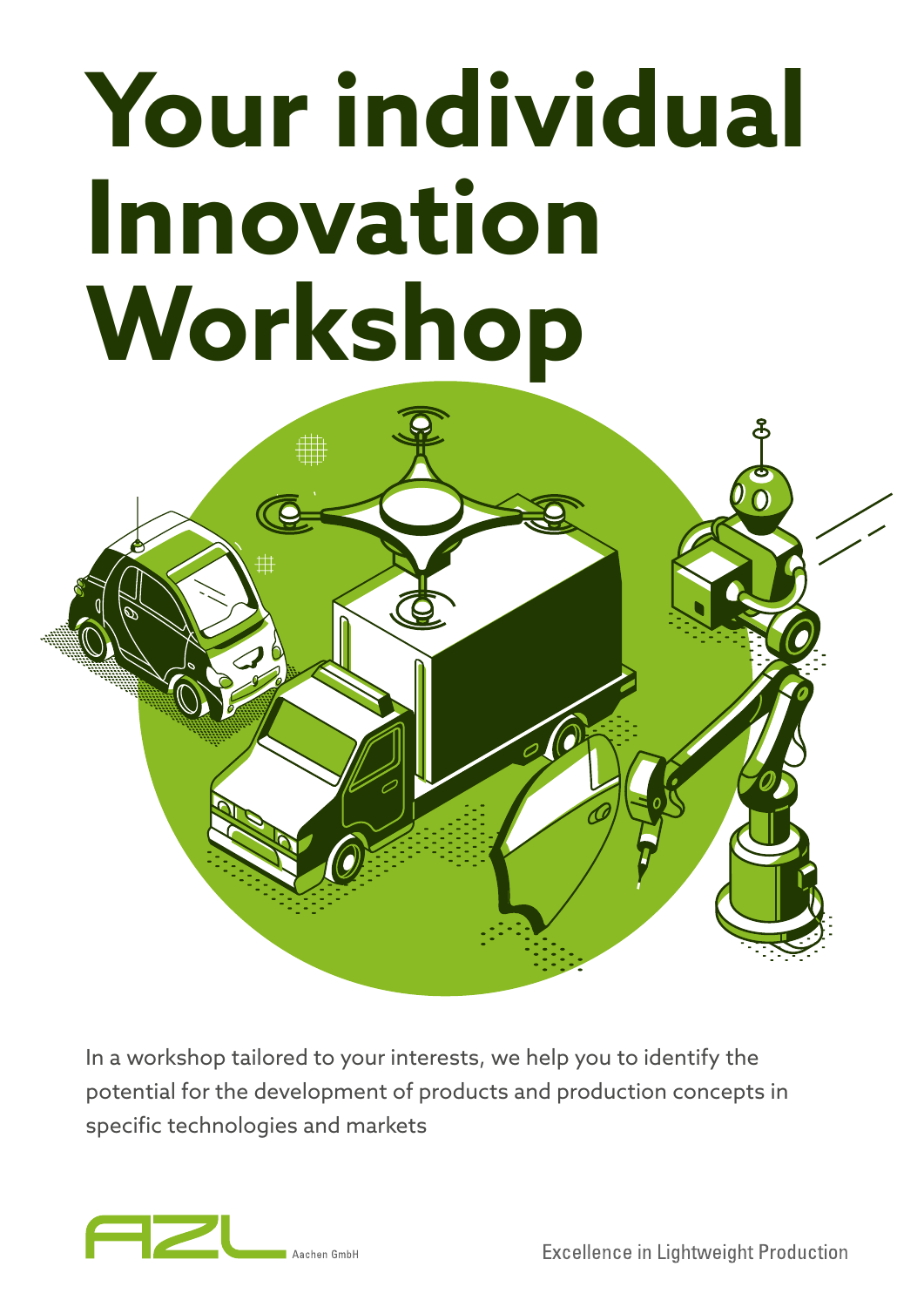# Your individual Innovation Workshop

In a workshop tailored to your interests, we help you to identify the potential for the development of products and production concepts in specific technologies and markets

AZL Aachen GmbH

Excellence in Lightweight Production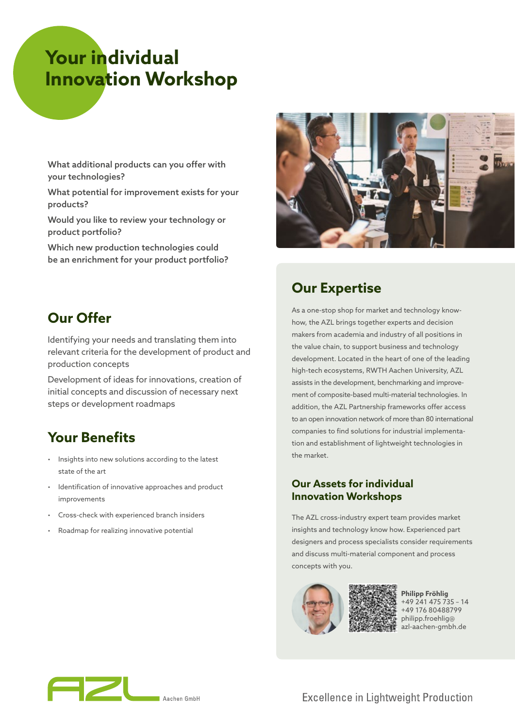# Your individual Innovation Workshop

What additional products can you offer with your technologies?

What potential for improvement exists for your products?

Would you like to review your technology or product portfolio?

Which new production technologies could be an enrichment for your product portfolio?

## Our Offer

Identifying your needs and translating them into relevant criteria for the development of product and production concepts

Development of ideas for innovations, creation of initial concepts and discussion of necessary next steps or development roadmaps

## Your Benefits

- Insights into new solutions according to the latest state of the art
- Identification of innovative approaches and product improvements
- Cross-check with experienced branch insiders
- Roadmap for realizing innovative potential

## Our Expertise

As a one-stop shop for market and technology know-how, the AZL brings together experts and decision makers from academia and industry of all positions in the value chain, to support business and technology development. Located in the heart of one of the leading high-tech ecosystems, RWTH Aachen University, AZL assists in the development, benchmarking and improvement of composite-based multi-material technologies. In addition, the AZL Partnership frameworks offer access to an open innovation network of more than 80 international companies to find solutions for industrial implementation and establishment of lightweight technologies in the market.

### Our Assets for individual Innovation Workshops

The AZL cross-industry expert team provides market insights and technology know how. Experienced part designers and process specialists consider requirements and discuss multi-material component and process concepts with you.

**Philipp Fröhlig**
+49 241 475 735 – 14
+49 176 80488799
philipp.froehlig@azl-aachen-gmbh.de

AZL Aachen GmbH

Excellence in Lightweight Production